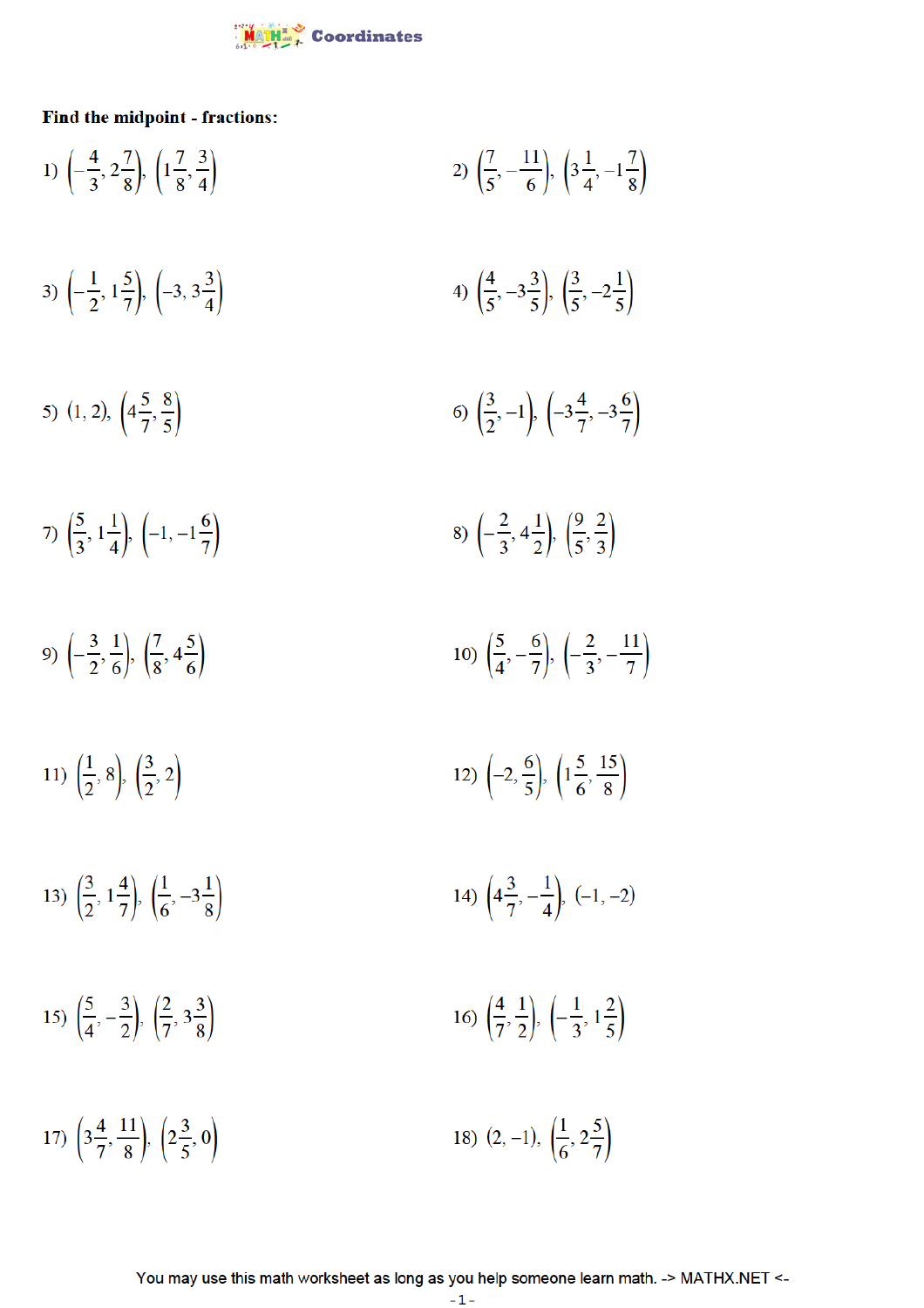# Coordinates

**Find the midpoint - fractions:**

1) $\left(-\frac{4}{3}, 2\frac{7}{8}\right), \left(1\frac{7}{8}, \frac{3}{4}\right)$

2) $\left(\frac{7}{5}, -\frac{11}{6}\right), \left(3\frac{1}{4}, -1\frac{7}{8}\right)$

3) $\left(-\frac{1}{2}, 1\frac{5}{7}\right), \left(-3, 3\frac{3}{4}\right)$

4) $\left(\frac{4}{5}, -3\frac{3}{5}\right), \left(\frac{3}{5}, -2\frac{1}{5}\right)$

5) $(1, 2), \left(4\frac{5}{7}, \frac{8}{5}\right)$

6) $\left(\frac{3}{2}, -1\right), \left(-3\frac{4}{7}, -3\frac{6}{7}\right)$

7) $\left(\frac{5}{3}, 1\frac{1}{4}\right), \left(-1, -1\frac{6}{7}\right)$

8) $\left(-\frac{2}{3}, 4\frac{1}{2}\right), \left(\frac{9}{5}, \frac{2}{3}\right)$

9) $\left(-\frac{3}{2}, \frac{1}{6}\right), \left(\frac{7}{8}, 4\frac{5}{6}\right)$

10) $\left(\frac{5}{4}, -\frac{6}{7}\right), \left(-\frac{2}{3}, -\frac{11}{7}\right)$

11) $\left(\frac{1}{2}, 8\right), \left(\frac{3}{2}, 2\right)$

12) $\left(-2, \frac{6}{5}\right), \left(1\frac{5}{6}, \frac{15}{8}\right)$

13) $\left(\frac{3}{2}, 1\frac{4}{7}\right), \left(\frac{1}{6}, -3\frac{1}{8}\right)$

14) $\left(4\frac{3}{7}, -\frac{1}{4}\right), (-1, -2)$

15) $\left(\frac{5}{4}, -\frac{3}{2}\right), \left(\frac{2}{7}, 3\frac{3}{8}\right)$

16) $\left(\frac{4}{7}, \frac{1}{2}\right), \left(-\frac{1}{3}, 1\frac{2}{5}\right)$

17) $\left(3\frac{4}{7}, \frac{11}{8}\right), \left(2\frac{3}{5}, 0\right)$

18) $(2, -1), \left(\frac{1}{6}, 2\frac{5}{7}\right)$

You may use this math worksheet as long as you help someone learn math. -> MATHX.NET <-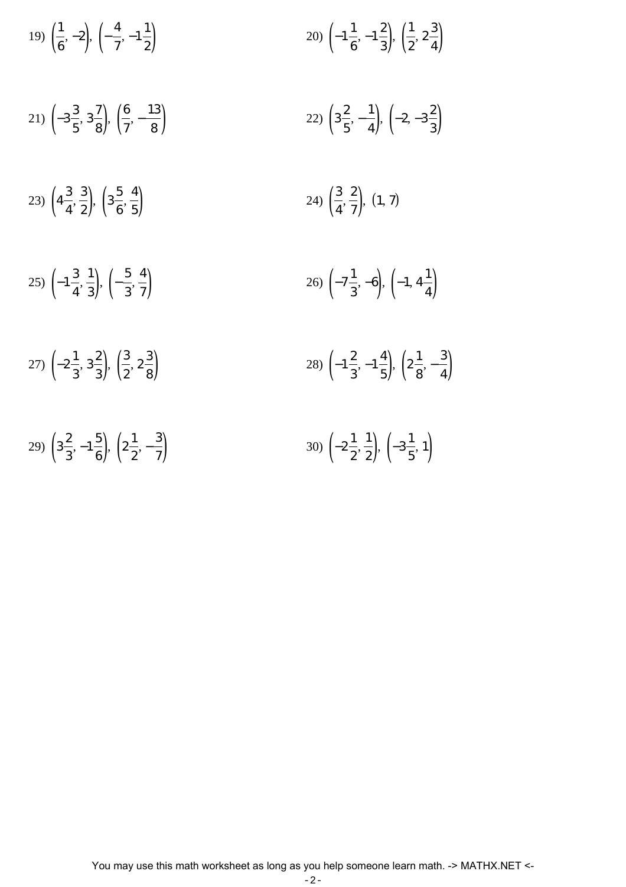19) $\left(\frac{1}{6}, -2\right), \left(-\frac{4}{7}, -1\frac{1}{2}\right)$

20) $\left(-1\frac{1}{6}, -1\frac{2}{3}\right), \left(\frac{1}{2}, 2\frac{3}{4}\right)$

21) $\left(-3\frac{3}{5}, 3\frac{7}{8}\right), \left(\frac{6}{7}, -\frac{13}{8}\right)$

22) $\left(3\frac{2}{5}, -\frac{1}{4}\right), \left(-2, -3\frac{2}{3}\right)$

23) $\left(4\frac{3}{4}, \frac{3}{2}\right), \left(3\frac{5}{6}, \frac{4}{5}\right)$

24) $\left(\frac{3}{4}, \frac{2}{7}\right), (1, 7)$

25) $\left(-1\frac{3}{4}, \frac{1}{3}\right), \left(-\frac{5}{3}, \frac{4}{7}\right)$

26) $\left(-7\frac{1}{3}, -6\right), \left(-1, 4\frac{1}{4}\right)$

27) $\left(-2\frac{1}{3}, 3\frac{2}{3}\right), \left(\frac{3}{2}, 2\frac{3}{8}\right)$

28) $\left(-1\frac{2}{3}, -1\frac{4}{5}\right), \left(2\frac{1}{8}, -\frac{3}{4}\right)$

29) $\left(3\frac{2}{3}, -1\frac{5}{6}\right), \left(2\frac{1}{2}, -\frac{3}{7}\right)$

30) $\left(-2\frac{1}{2}, \frac{1}{2}\right), \left(-3\frac{1}{5}, 1\right)$

You may use this math worksheet as long as you help someone learn math. -> MATHX.NET <-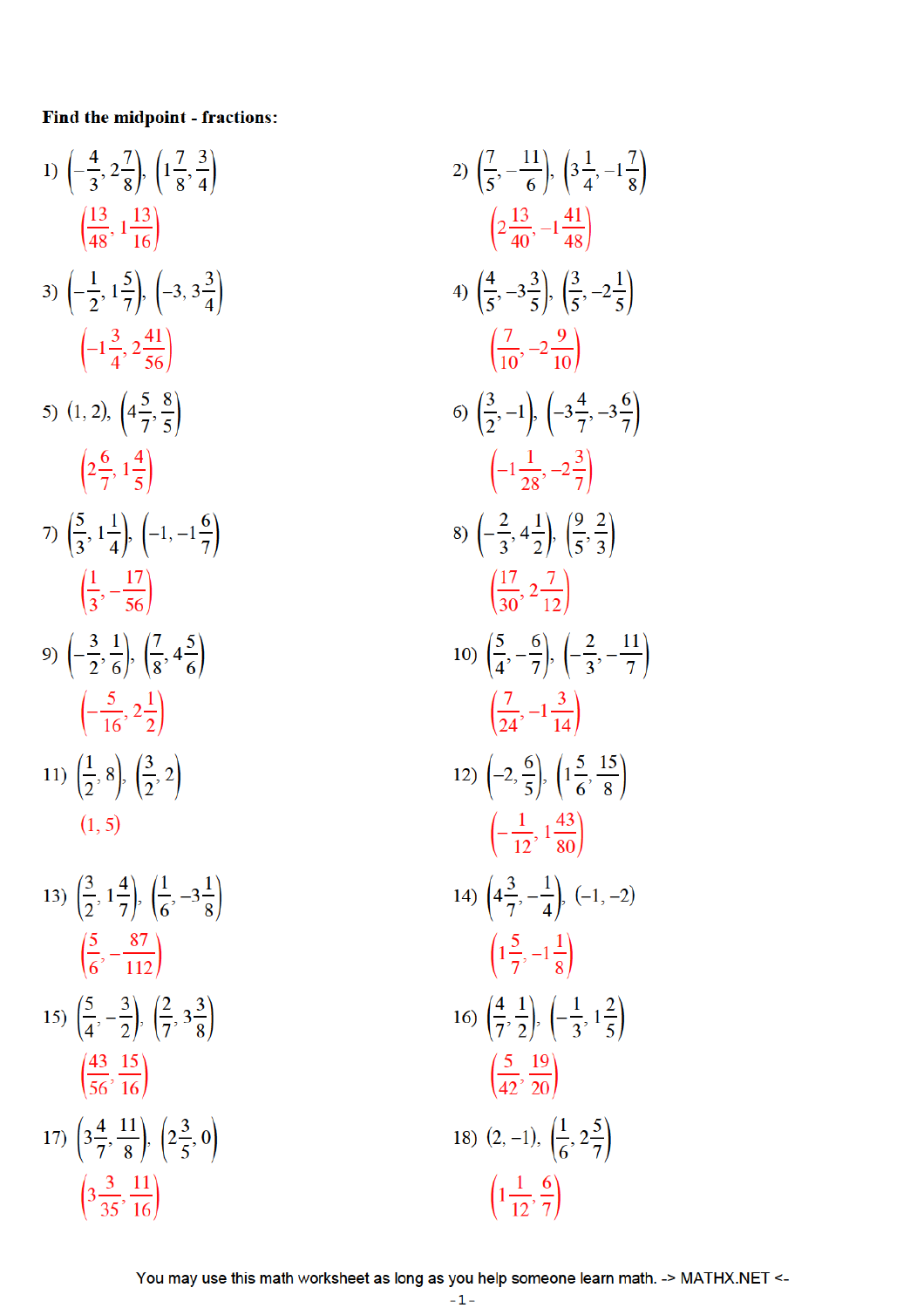**Find the midpoint - fractions:**

1) $\left(-\frac{4}{3}, 2\frac{7}{8}\right), \left(1\frac{7}{8}, \frac{3}{4}\right)$

$\left(\frac{13}{48}, 1\frac{13}{16}\right)$

2) $\left(\frac{7}{5}, -\frac{11}{6}\right), \left(3\frac{1}{4}, -1\frac{7}{8}\right)$

$\left(2\frac{13}{40}, -1\frac{41}{48}\right)$

3) $\left(-\frac{1}{2}, 1\frac{5}{7}\right), \left(-3, 3\frac{3}{4}\right)$

$\left(-1\frac{3}{4}, 2\frac{41}{56}\right)$

4) $\left(\frac{4}{5}, -3\frac{3}{5}\right), \left(\frac{3}{5}, -2\frac{1}{5}\right)$

$\left(\frac{7}{10}, -2\frac{9}{10}\right)$

5) $(1, 2), \left(4\frac{5}{7}, \frac{8}{5}\right)$

$\left(2\frac{6}{7}, 1\frac{4}{5}\right)$

6) $\left(\frac{3}{2}, -1\right), \left(-3\frac{4}{7}, -3\frac{6}{7}\right)$

$\left(-1\frac{1}{28}, -2\frac{3}{7}\right)$

7) $\left(\frac{5}{3}, 1\frac{1}{4}\right), \left(-1, -1\frac{6}{7}\right)$

$\left(\frac{1}{3}, -\frac{17}{56}\right)$

8) $\left(-\frac{2}{3}, 4\frac{1}{2}\right), \left(\frac{9}{5}, \frac{2}{3}\right)$

$\left(\frac{17}{30}, 2\frac{7}{12}\right)$

9) $\left(-\frac{3}{2}, \frac{1}{6}\right), \left(\frac{7}{8}, 4\frac{5}{6}\right)$

$\left(-\frac{5}{16}, 2\frac{1}{2}\right)$

10) $\left(\frac{5}{4}, -\frac{6}{7}\right), \left(-\frac{2}{3}, -\frac{11}{7}\right)$

$\left(\frac{7}{24}, -1\frac{3}{14}\right)$

11) $\left(\frac{1}{2}, 8\right), \left(\frac{3}{2}, 2\right)$

$(1, 5)$

12) $\left(-2, \frac{6}{5}\right), \left(1\frac{5}{6}, \frac{15}{8}\right)$

$\left(-\frac{1}{12}, 1\frac{43}{80}\right)$

13) $\left(\frac{3}{2}, 1\frac{4}{7}\right), \left(\frac{1}{6}, -3\frac{1}{8}\right)$

$\left(\frac{5}{6}, -\frac{87}{112}\right)$

14) $\left(4\frac{3}{7}, -\frac{1}{4}\right), (-1, -2)$

$\left(1\frac{5}{7}, -1\frac{1}{8}\right)$

15) $\left(\frac{5}{4}, -\frac{3}{2}\right), \left(\frac{2}{7}, 3\frac{3}{8}\right)$

$\left(\frac{43}{56}, \frac{15}{16}\right)$

16) $\left(\frac{4}{7}, \frac{1}{2}\right), \left(-\frac{1}{3}, 1\frac{2}{5}\right)$

$\left(\frac{5}{42}, \frac{19}{20}\right)$

17) $\left(3\frac{4}{7}, \frac{11}{8}\right), \left(2\frac{3}{5}, 0\right)$

$\left(3\frac{3}{35}, \frac{11}{16}\right)$

18) $(2, -1), \left(\frac{1}{6}, 2\frac{5}{7}\right)$

$\left(1\frac{1}{12}, \frac{6}{7}\right)$

You may use this math worksheet as long as you help someone learn math. -> MATHX.NET <-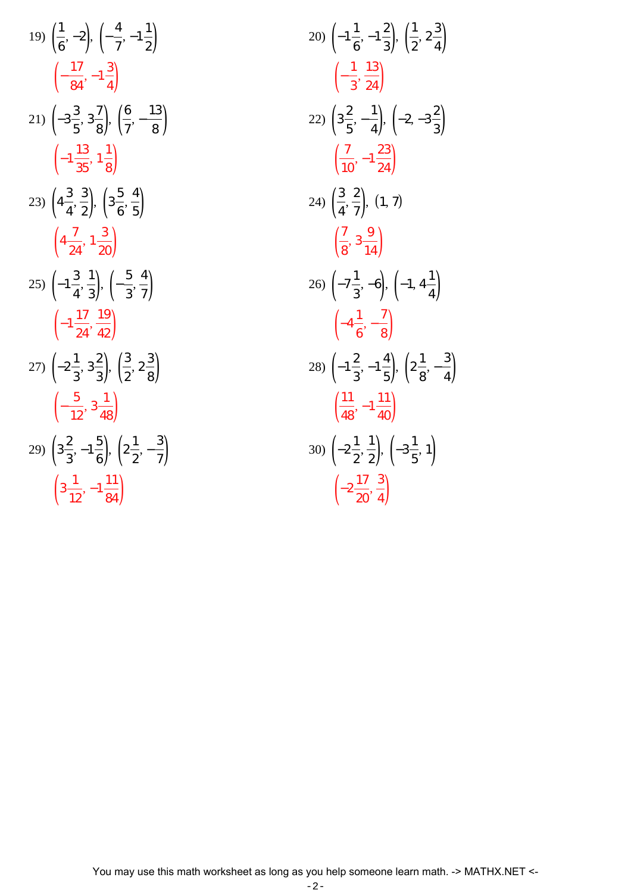19) $\left(\frac{1}{6}, -2\right), \left(-\frac{4}{7}, -1\frac{1}{2}\right)$

$\left(-\frac{17}{84}, -1\frac{3}{4}\right)$

20) $\left(-1\frac{1}{6}, -1\frac{2}{3}\right), \left(\frac{1}{2}, 2\frac{3}{4}\right)$

$\left(-\frac{1}{3}, \frac{13}{24}\right)$

21) $\left(-3\frac{3}{5}, 3\frac{7}{8}\right), \left(\frac{6}{7}, -\frac{13}{8}\right)$

$\left(-1\frac{13}{35}, 1\frac{1}{8}\right)$

22) $\left(3\frac{2}{5}, -\frac{1}{4}\right), \left(-2, -3\frac{2}{3}\right)$

$\left(\frac{7}{10}, -1\frac{23}{24}\right)$

23) $\left(4\frac{3}{4}, \frac{3}{2}\right), \left(3\frac{5}{6}, \frac{4}{5}\right)$

$\left(4\frac{7}{24}, 1\frac{3}{20}\right)$

24) $\left(\frac{3}{4}, \frac{2}{7}\right), (1, 7)$

$\left(\frac{7}{8}, 3\frac{9}{14}\right)$

25) $\left(-1\frac{3}{4}, \frac{1}{3}\right), \left(-\frac{5}{3}, \frac{4}{7}\right)$

$\left(-1\frac{17}{24}, \frac{19}{42}\right)$

26) $\left(-7\frac{1}{3}, -6\right), \left(-1, 4\frac{1}{4}\right)$

$\left(-4\frac{1}{6}, -\frac{7}{8}\right)$

27) $\left(-2\frac{1}{3}, 3\frac{2}{3}\right), \left(\frac{3}{2}, 2\frac{3}{8}\right)$

$\left(-\frac{5}{12}, 3\frac{1}{48}\right)$

28) $\left(-1\frac{2}{3}, -1\frac{4}{5}\right), \left(2\frac{1}{8}, -\frac{3}{4}\right)$

$\left(\frac{11}{48}, -1\frac{11}{40}\right)$

29) $\left(3\frac{2}{3}, -1\frac{5}{6}\right), \left(2\frac{1}{2}, -\frac{3}{7}\right)$

$\left(3\frac{1}{12}, -1\frac{11}{84}\right)$

30) $\left(-2\frac{1}{2}, \frac{1}{2}\right), \left(-3\frac{1}{5}, 1\right)$

$\left(-2\frac{17}{20}, \frac{3}{4}\right)$

You may use this math worksheet as long as you help someone learn math. -> MATHX.NET <-